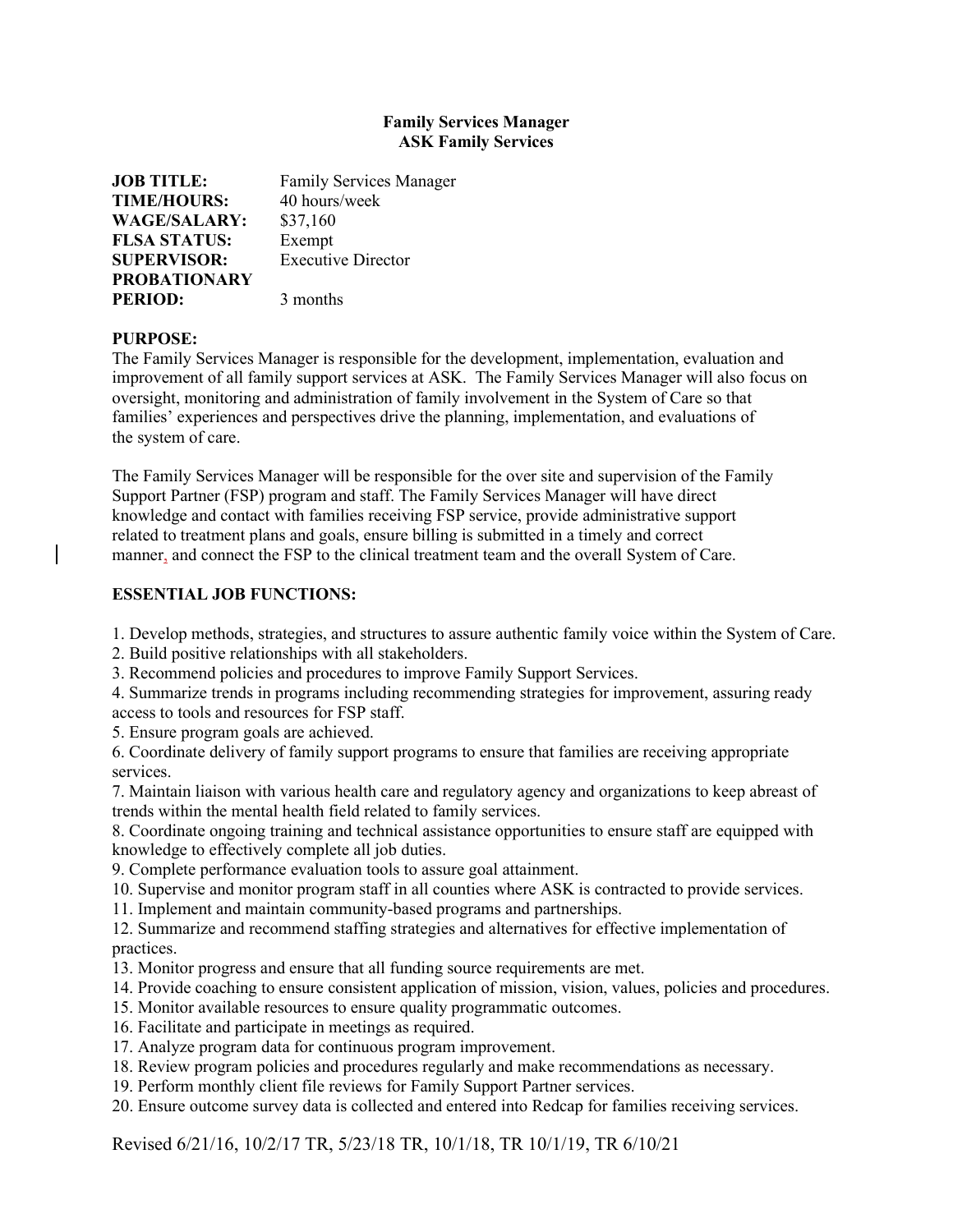**Family Services Manager**
**ASK Family Services**

| | |
|---|---|
| **JOB TITLE:** | Family Services Manager |
| **TIME/HOURS:** | 40 hours/week |
| **WAGE/SALARY:** | $37,160 |
| **FLSA STATUS:** | Exempt |
| **SUPERVISOR:** | Executive Director |
| **PROBATIONARY PERIOD:** | 3 months |

**PURPOSE:**

The Family Services Manager is responsible for the development, implementation, evaluation and improvement of all family support services at ASK. The Family Services Manager will also focus on oversight, monitoring and administration of family involvement in the System of Care so that families' experiences and perspectives drive the planning, implementation, and evaluations of the system of care.

The Family Services Manager will be responsible for the over site and supervision of the Family Support Partner (FSP) program and staff. The Family Services Manager will have direct knowledge and contact with families receiving FSP service, provide administrative support related to treatment plans and goals, ensure billing is submitted in a timely and correct manner, and connect the FSP to the clinical treatment team and the overall System of Care.

**ESSENTIAL JOB FUNCTIONS:**

1. Develop methods, strategies, and structures to assure authentic family voice within the System of Care.
2. Build positive relationships with all stakeholders.
3. Recommend policies and procedures to improve Family Support Services.
4. Summarize trends in programs including recommending strategies for improvement, assuring ready access to tools and resources for FSP staff.
5. Ensure program goals are achieved.
6. Coordinate delivery of family support programs to ensure that families are receiving appropriate services.
7. Maintain liaison with various health care and regulatory agency and organizations to keep abreast of trends within the mental health field related to family services.
8. Coordinate ongoing training and technical assistance opportunities to ensure staff are equipped with knowledge to effectively complete all job duties.
9. Complete performance evaluation tools to assure goal attainment.
10. Supervise and monitor program staff in all counties where ASK is contracted to provide services.
11. Implement and maintain community-based programs and partnerships.
12. Summarize and recommend staffing strategies and alternatives for effective implementation of practices.
13. Monitor progress and ensure that all funding source requirements are met.
14. Provide coaching to ensure consistent application of mission, vision, values, policies and procedures.
15. Monitor available resources to ensure quality programmatic outcomes.
16. Facilitate and participate in meetings as required.
17. Analyze program data for continuous program improvement.
18. Review program policies and procedures regularly and make recommendations as necessary.
19. Perform monthly client file reviews for Family Support Partner services.
20. Ensure outcome survey data is collected and entered into Redcap for families receiving services.

Revised 6/21/16, 10/2/17 TR, 5/23/18 TR, 10/1/18, TR 10/1/19, TR 6/10/21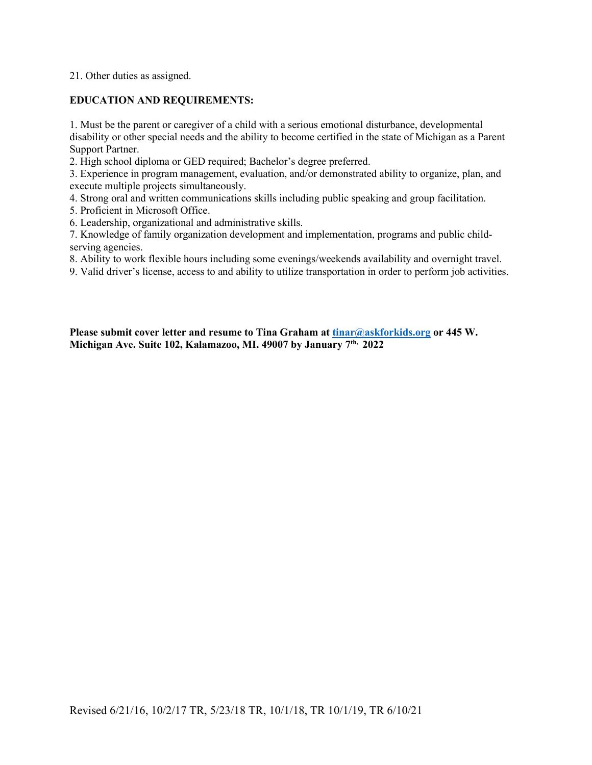21. Other duties as assigned.

**EDUCATION AND REQUIREMENTS:**

1. Must be the parent or caregiver of a child with a serious emotional disturbance, developmental disability or other special needs and the ability to become certified in the state of Michigan as a Parent Support Partner.
2. High school diploma or GED required; Bachelor's degree preferred.
3. Experience in program management, evaluation, and/or demonstrated ability to organize, plan, and execute multiple projects simultaneously.
4. Strong oral and written communications skills including public speaking and group facilitation.
5. Proficient in Microsoft Office.
6. Leadership, organizational and administrative skills.
7. Knowledge of family organization development and implementation, programs and public child-serving agencies.
8. Ability to work flexible hours including some evenings/weekends availability and overnight travel.
9. Valid driver's license, access to and ability to utilize transportation in order to perform job activities.

**Please submit cover letter and resume to Tina Graham at tinar@askforkids.org or 445 W. Michigan Ave. Suite 102, Kalamazoo, MI. 49007 by January 7th, 2022**

Revised 6/21/16, 10/2/17 TR, 5/23/18 TR, 10/1/18, TR 10/1/19, TR 6/10/21